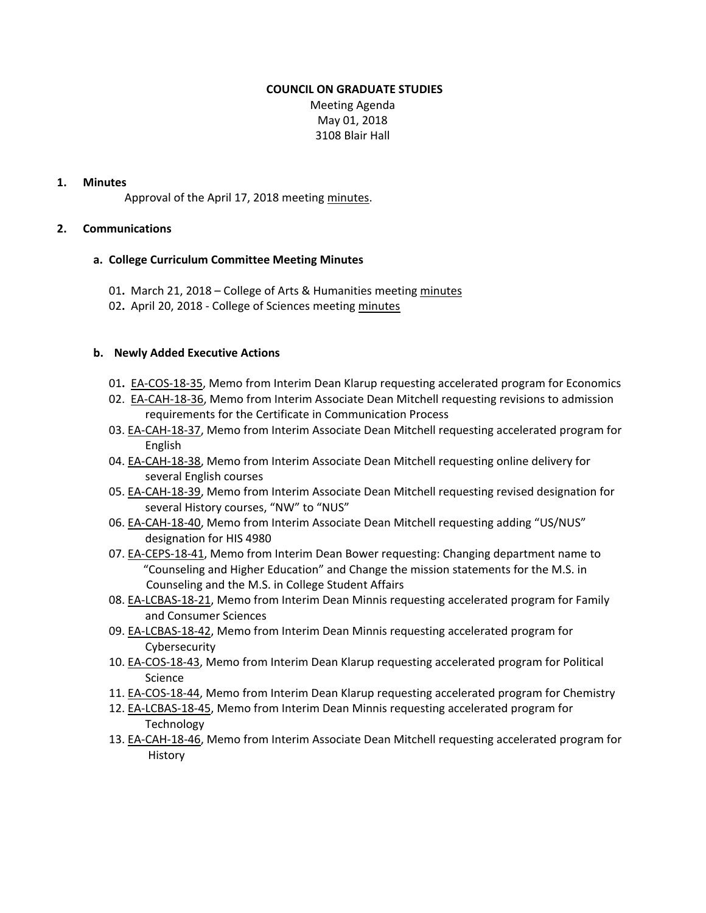**COUNCIL ON GRADUATE STUDIES**

Meeting Agenda
May 01, 2018
3108 Blair Hall

## 1. Minutes

Approval of the April 17, 2018 meeting minutes.

## 2. Communications

### a. College Curriculum Committee Meeting Minutes

01. March 21, 2018 – College of Arts & Humanities meeting minutes
02. April 20, 2018 - College of Sciences meeting minutes

### b. Newly Added Executive Actions

01. EA-COS-18-35, Memo from Interim Dean Klarup requesting accelerated program for Economics
02. EA-CAH-18-36, Memo from Interim Associate Dean Mitchell requesting revisions to admission requirements for the Certificate in Communication Process
03. EA-CAH-18-37, Memo from Interim Associate Dean Mitchell requesting accelerated program for English
04. EA-CAH-18-38, Memo from Interim Associate Dean Mitchell requesting online delivery for several English courses
05. EA-CAH-18-39, Memo from Interim Associate Dean Mitchell requesting revised designation for several History courses, "NW" to "NUS"
06. EA-CAH-18-40, Memo from Interim Associate Dean Mitchell requesting adding "US/NUS" designation for HIS 4980
07. EA-CEPS-18-41, Memo from Interim Dean Bower requesting: Changing department name to "Counseling and Higher Education" and Change the mission statements for the M.S. in Counseling and the M.S. in College Student Affairs
08. EA-LCBAS-18-21, Memo from Interim Dean Minnis requesting accelerated program for Family and Consumer Sciences
09. EA-LCBAS-18-42, Memo from Interim Dean Minnis requesting accelerated program for Cybersecurity
10. EA-COS-18-43, Memo from Interim Dean Klarup requesting accelerated program for Political Science
11. EA-COS-18-44, Memo from Interim Dean Klarup requesting accelerated program for Chemistry
12. EA-LCBAS-18-45, Memo from Interim Dean Minnis requesting accelerated program for Technology
13. EA-CAH-18-46, Memo from Interim Associate Dean Mitchell requesting accelerated program for History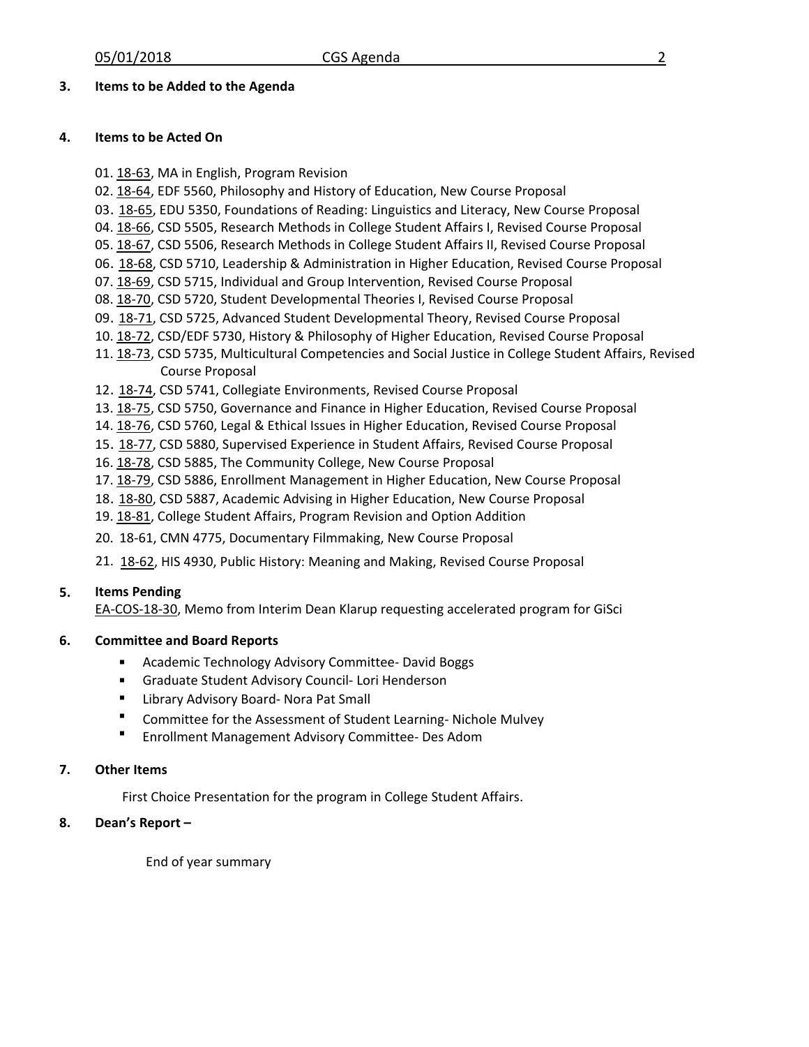**3. Items to be Added to the Agenda**

**4. Items to be Acted On**

01. 18-63, MA in English, Program Revision
02. 18-64, EDF 5560, Philosophy and History of Education, New Course Proposal
03. 18-65, EDU 5350, Foundations of Reading: Linguistics and Literacy, New Course Proposal
04. 18-66, CSD 5505, Research Methods in College Student Affairs I, Revised Course Proposal
05. 18-67, CSD 5506, Research Methods in College Student Affairs II, Revised Course Proposal
06. 18-68, CSD 5710, Leadership & Administration in Higher Education, Revised Course Proposal
07. 18-69, CSD 5715, Individual and Group Intervention, Revised Course Proposal
08. 18-70, CSD 5720, Student Developmental Theories I, Revised Course Proposal
09. 18-71, CSD 5725, Advanced Student Developmental Theory, Revised Course Proposal
10. 18-72, CSD/EDF 5730, History & Philosophy of Higher Education, Revised Course Proposal
11. 18-73, CSD 5735, Multicultural Competencies and Social Justice in College Student Affairs, Revised Course Proposal
12. 18-74, CSD 5741, Collegiate Environments, Revised Course Proposal
13. 18-75, CSD 5750, Governance and Finance in Higher Education, Revised Course Proposal
14. 18-76, CSD 5760, Legal & Ethical Issues in Higher Education, Revised Course Proposal
15. 18-77, CSD 5880, Supervised Experience in Student Affairs, Revised Course Proposal
16. 18-78, CSD 5885, The Community College, New Course Proposal
17. 18-79, CSD 5886, Enrollment Management in Higher Education, New Course Proposal
18. 18-80, CSD 5887, Academic Advising in Higher Education, New Course Proposal
19. 18-81, College Student Affairs, Program Revision and Option Addition
20. 18-61, CMN 4775, Documentary Filmmaking, New Course Proposal
21. 18-62, HIS 4930, Public History: Meaning and Making, Revised Course Proposal

**5. Items Pending**

EA-COS-18-30, Memo from Interim Dean Klarup requesting accelerated program for GiSci

**6. Committee and Board Reports**

- Academic Technology Advisory Committee- David Boggs
- Graduate Student Advisory Council- Lori Henderson
- Library Advisory Board- Nora Pat Small
- Committee for the Assessment of Student Learning- Nichole Mulvey
- Enrollment Management Advisory Committee- Des Adom

**7. Other Items**

First Choice Presentation for the program in College Student Affairs.

**8. Dean's Report –**

End of year summary